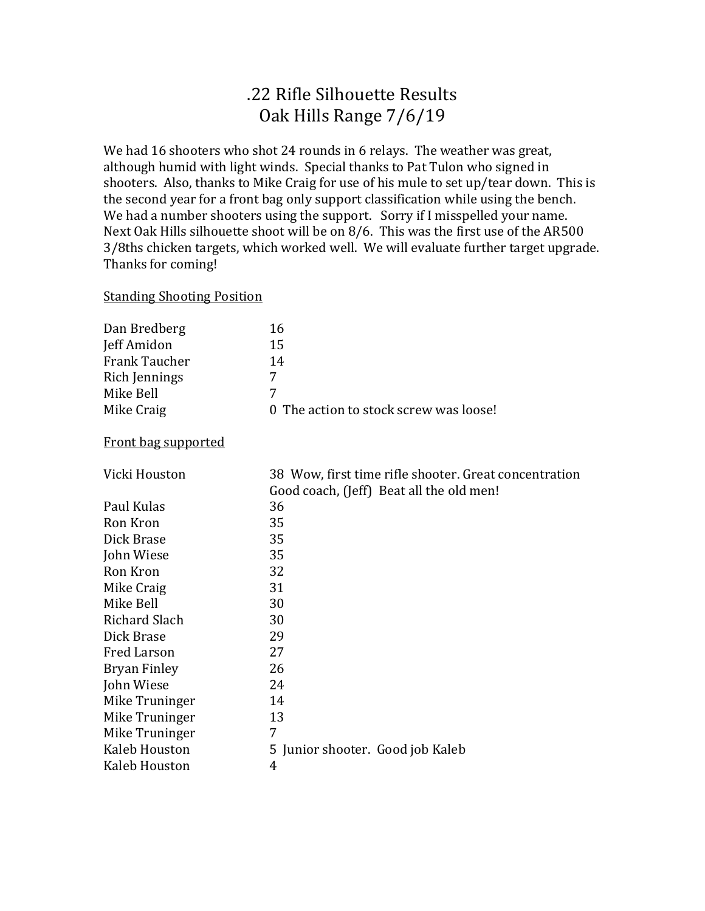# .22 Rifle Silhouette Results
# Oak Hills Range 7/6/19

We had 16 shooters who shot 24 rounds in 6 relays. The weather was great, although humid with light winds. Special thanks to Pat Tulon who signed in shooters. Also, thanks to Mike Craig for use of his mule to set up/tear down. This is the second year for a front bag only support classification while using the bench. We had a number shooters using the support. Sorry if I misspelled your name. Next Oak Hills silhouette shoot will be on 8/6. This was the first use of the AR500 3/8ths chicken targets, which worked well. We will evaluate further target upgrade. Thanks for coming!

<u>Standing Shooting Position</u>

| | |
|---|---|
| Dan Bredberg | 16 |
| Jeff Amidon | 15 |
| Frank Taucher | 14 |
| Rich Jennings | 7 |
| Mike Bell | 7 |
| Mike Craig | 0 The action to stock screw was loose! |

<u>Front bag supported</u>

| | |
|---|---|
| Vicki Houston | 38 Wow, first time rifle shooter. Great concentration Good coach, (Jeff) Beat all the old men! |
| Paul Kulas | 36 |
| Ron Kron | 35 |
| Dick Brase | 35 |
| John Wiese | 35 |
| Ron Kron | 32 |
| Mike Craig | 31 |
| Mike Bell | 30 |
| Richard Slach | 30 |
| Dick Brase | 29 |
| Fred Larson | 27 |
| Bryan Finley | 26 |
| John Wiese | 24 |
| Mike Truninger | 14 |
| Mike Truninger | 13 |
| Mike Truninger | 7 |
| Kaleb Houston | 5 Junior shooter. Good job Kaleb |
| Kaleb Houston | 4 |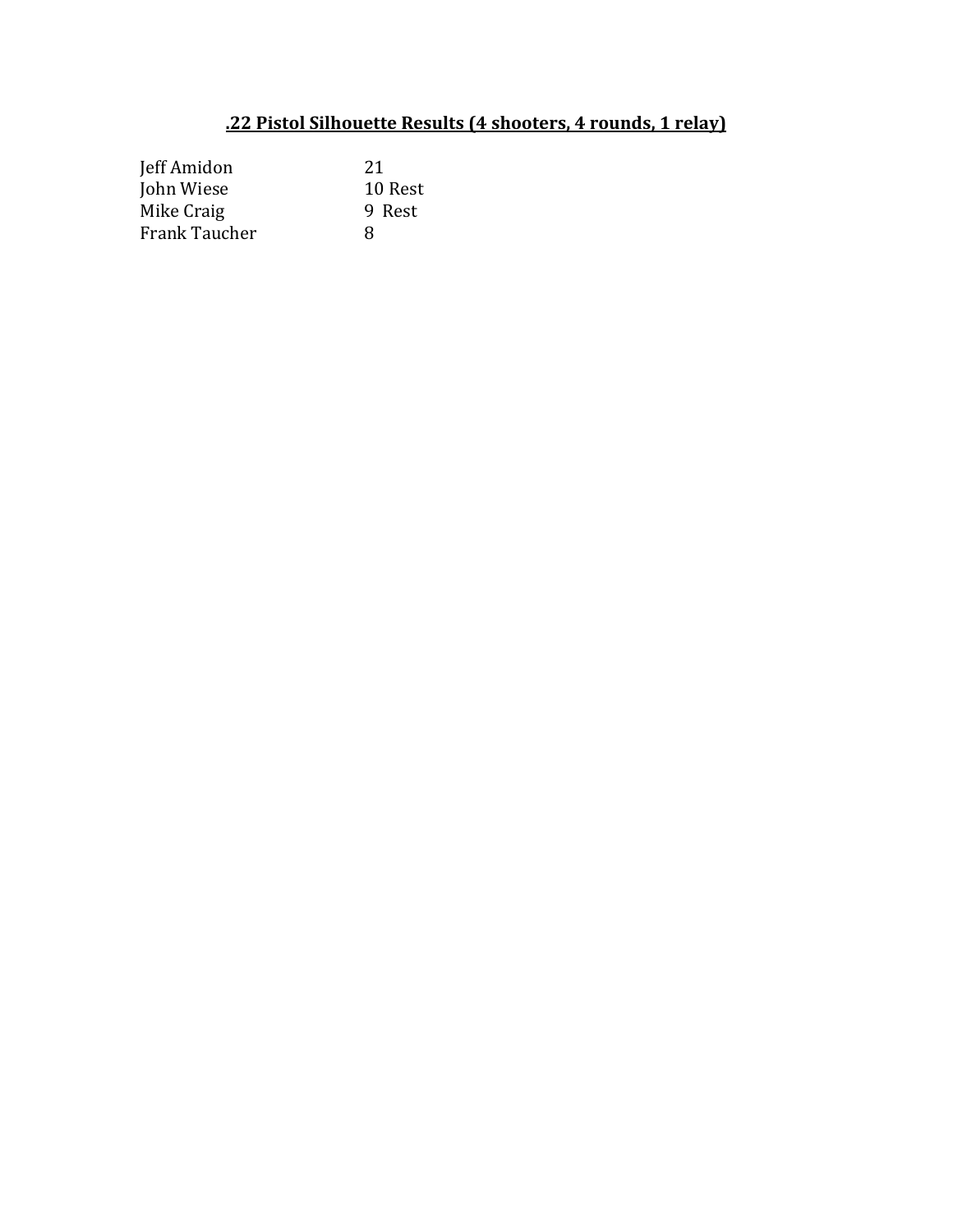**.22 Pistol Silhouette Results (4 shooters, 4 rounds, 1 relay)**

| | |
|---|---|
| Jeff Amidon | 21 |
| John Wiese | 10 Rest |
| Mike Craig | 9 Rest |
| Frank Taucher | 8 |